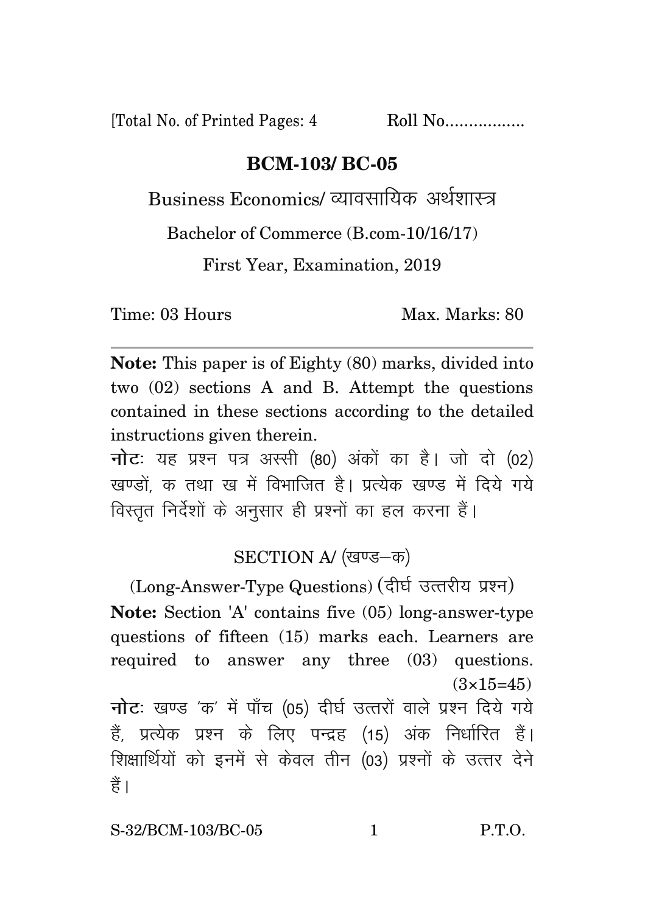[Total No. of Printed Pages: 4 Roll No.................

# BCM-103/ BC-05

Business Economics/ व्यावसायिक अर्थशास्त्र

Bachelor of Commerce (B.com-10/16/17)

First Year, Examination, 2019

Time: 03 Hours Max. Marks: 80

**Note:** This paper is of Eighty (80) marks, divided into two (02) sections A and B. Attempt the questions contained in these sections according to the detailed instructions given therein.

**नोट:** यह प्रश्न पत्र अस्सी (80) अंकों का है। जो दो (02) खण्डों, क तथा ख में विभाजित है। प्रत्येक खण्ड में दिये गये विस्तृत निर्देशों के अनुसार ही प्रश्नों का हल करना हैं।

## SECTION A/ (खण्ड–क)

(Long-Answer-Type Questions) (दीर्घ उत्तरीय प्रश्न)

**Note:** Section 'A' contains five (05) long-answer-type questions of fifteen (15) marks each. Learners are required to answer any three (03) questions. (3×15=45)

**नोट:** खण्ड 'क' में पाँच (05) दीर्घ उत्तरों वाले प्रश्न दिये गये हैं, प्रत्येक प्रश्न के लिए पन्द्रह (15) अंक निर्धारित हैं। शिक्षार्थियों को इनमें से केवल तीन (03) प्रश्नों के उत्तर देने हैं।

S-32/BCM-103/BC-05 P.T.O.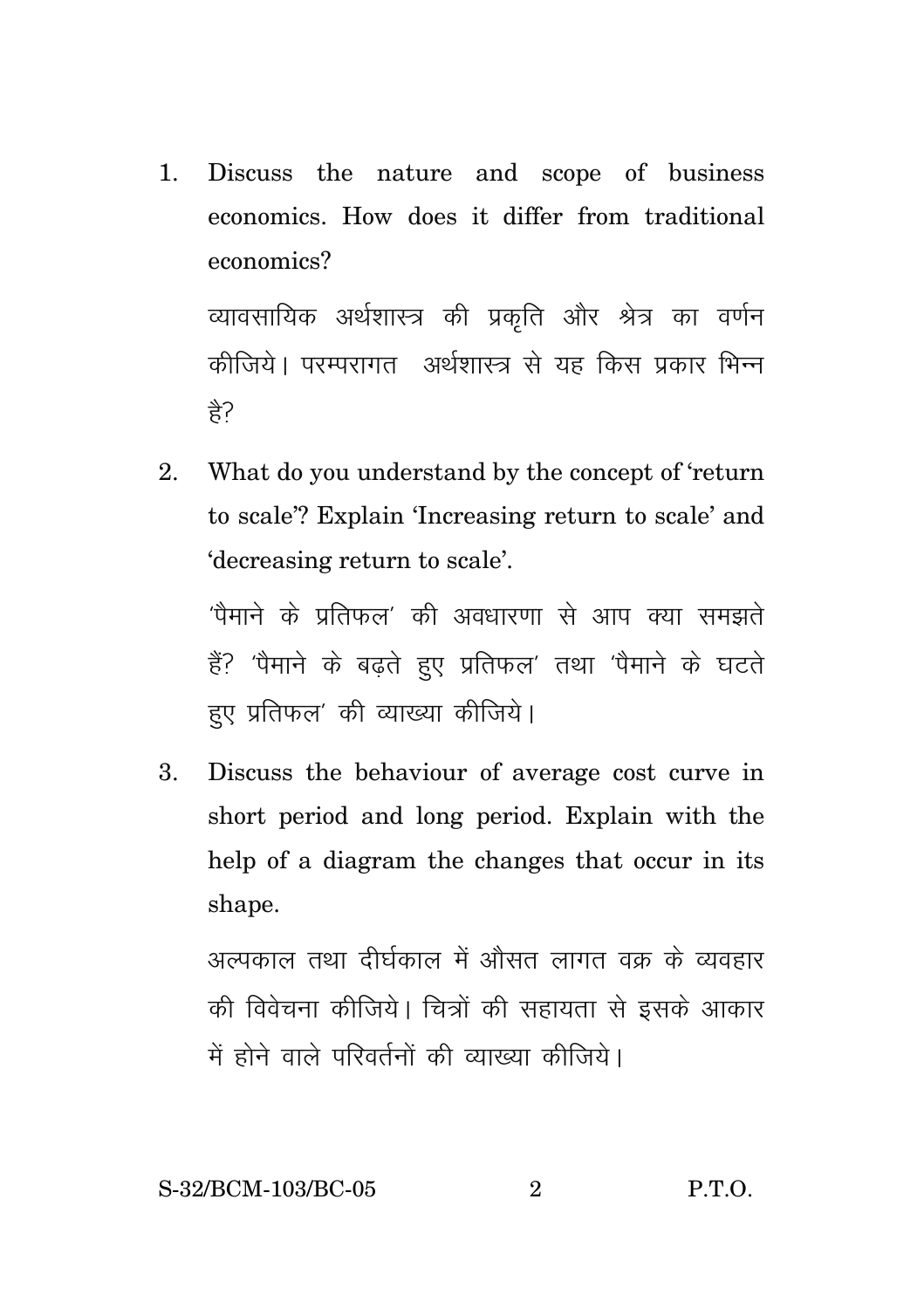1. Discuss the nature and scope of business economics. How does it differ from traditional economics?

   व्यावसायिक अर्थशास्त्र की प्रकृति और श्रेत्र का वर्णन कीजिये। परम्परागत अर्थशास्त्र से यह किस प्रकार भिन्न है?

2. What do you understand by the concept of 'return to scale'? Explain 'Increasing return to scale' and 'decreasing return to scale'.

   'पैमाने के प्रतिफल' की अवधारणा से आप क्या समझते हैं? 'पैमाने के बढ़ते हुए प्रतिफल' तथा 'पैमाने के घटते हुए प्रतिफल' की व्याख्या कीजिये।

3. Discuss the behaviour of average cost curve in short period and long period. Explain with the help of a diagram the changes that occur in its shape.

   अल्पकाल तथा दीर्घकाल में औसत लागत वक्र के व्यवहार की विवेचना कीजिये। चित्रों की सहायता से इसके आकार में होने वाले परिवर्तनों की व्याख्या कीजिये।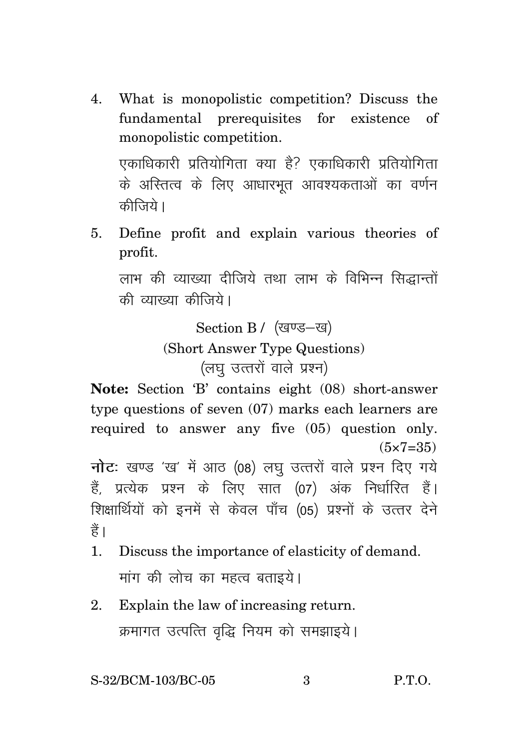4. What is monopolistic competition? Discuss the fundamental prerequisites for existence of monopolistic competition.

   एकाधिकारी प्रतियोगिता क्या है? एकाधिकारी प्रतियोगिता के अस्तित्व के लिए आधारभूत आवश्यकताओं का वर्णन कीजिये।

5. Define profit and explain various theories of profit.

   लाभ की व्याख्या दीजिये तथा लाभ के विभिन्न सिद्धान्तों की व्याख्या कीजिये।

## Section B / (खण्ड–ख)

### (Short Answer Type Questions)

### (लघु उत्तरों वाले प्रश्न)

**Note:** Section 'B' contains eight (08) short-answer type questions of seven (07) marks each learners are required to answer any five (05) question only. (5×7=35)

**नोटः** खण्ड 'ख' में आठ (08) लघु उत्तरों वाले प्रश्न दिए गये हैं, प्रत्येक प्रश्न के लिए सात (07) अंक निर्धारित हैं। शिक्षार्थियों को इनमें से केवल पाँच (05) प्रश्नों के उत्तर देने हैं।

1. Discuss the importance of elasticity of demand.

   मांग की लोच का महत्व बताइये।

2. Explain the law of increasing return.

   क्रमागत उत्पत्ति वृद्धि नियम को समझाइये।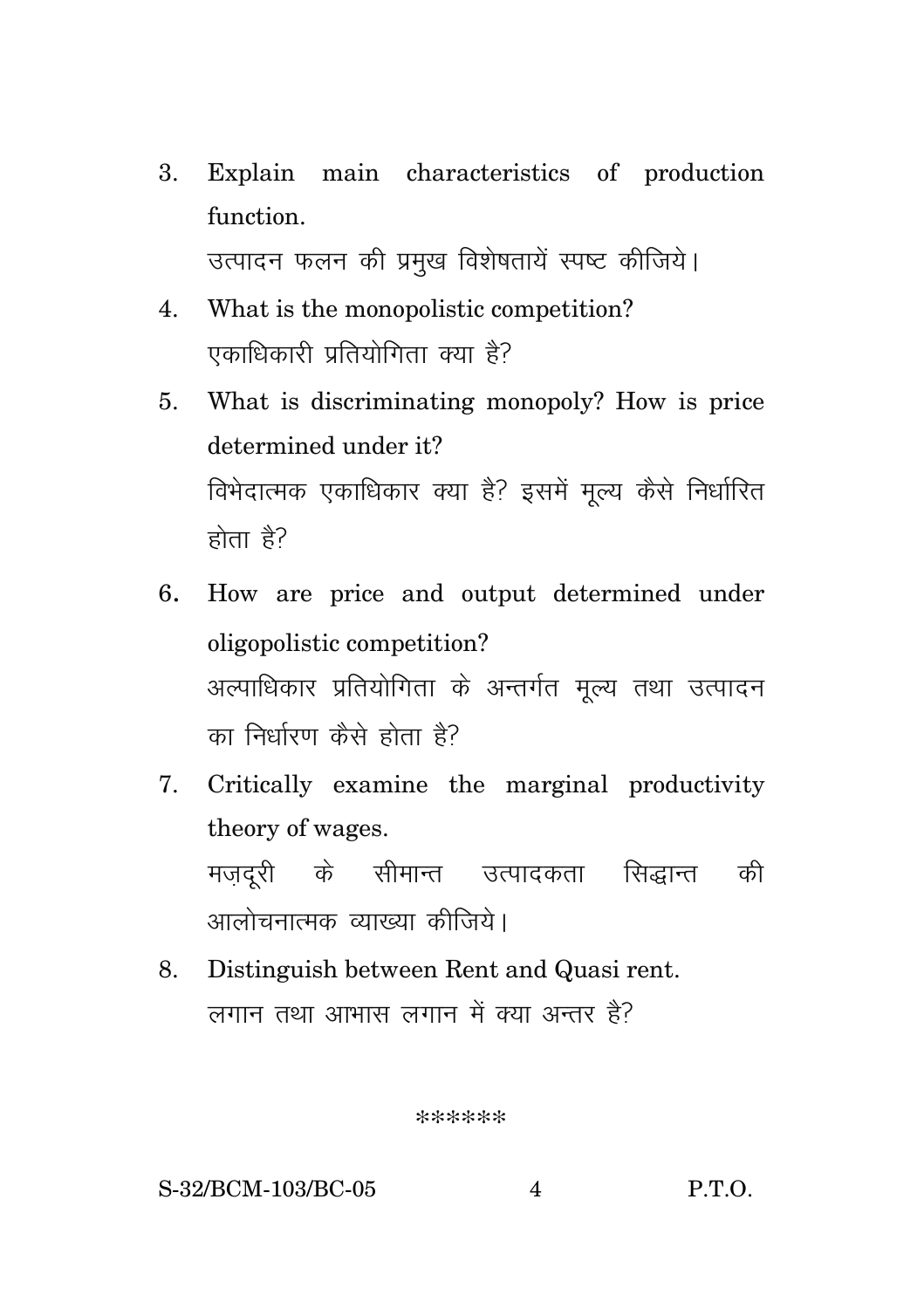3. Explain main characteristics of production function.

   उत्पादन फलन की प्रमुख विशेषतायें स्पष्ट कीजिये।

4. What is the monopolistic competition?

   एकाधिकारी प्रतियोगिता क्या है?

5. What is discriminating monopoly? How is price determined under it?

   विभेदात्मक एकाधिकार क्या है? इसमें मूल्य कैसे निर्धारित होता है?

6. How are price and output determined under oligopolistic competition?

   अल्पाधिकार प्रतियोगिता के अन्तर्गत मूल्य तथा उत्पादन का निर्धारण कैसे होता है?

7. Critically examine the marginal productivity theory of wages.

   मज़दूरी के सीमान्त उत्पादकता सिद्धान्त की आलोचनात्मक व्याख्या कीजिये।

8. Distinguish between Rent and Quasi rent.

   लगान तथा आभास लगान में क्या अन्तर है?

******

S-32/BCM-103/BC-05 P.T.O.